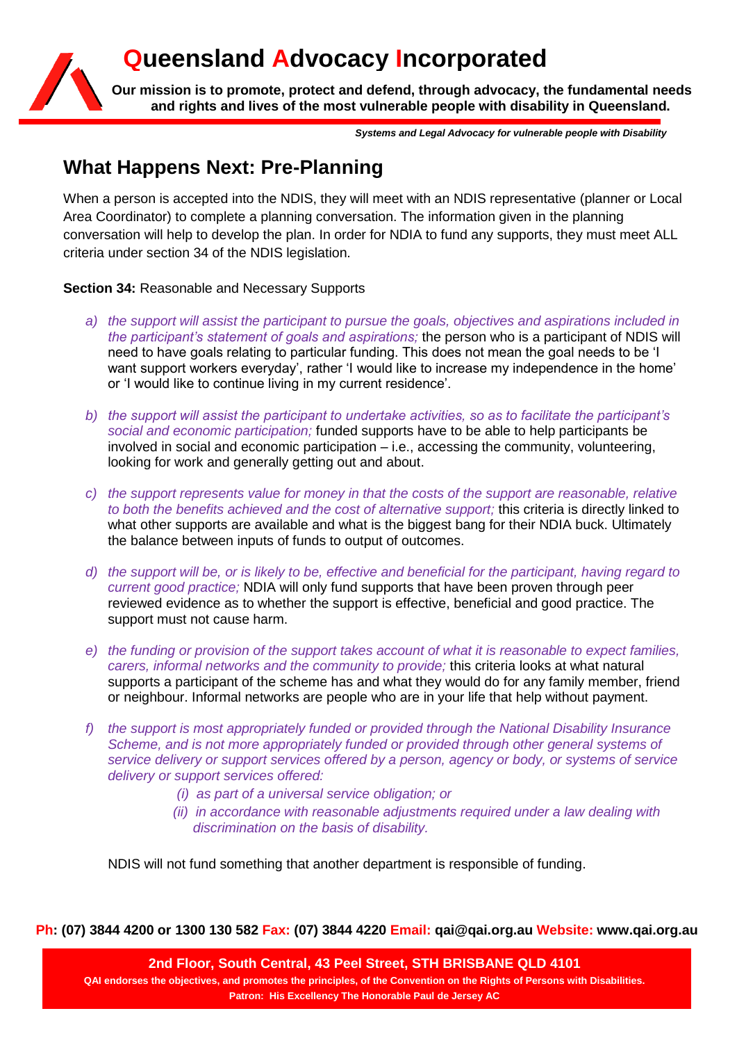# Queensland Advocacy Incorporated

**Our mission is to promote, protect and defend, through advocacy, the fundamental needs and rights and lives of the most vulnerable people with disability in Queensland.**

***Systems and Legal Advocacy for vulnerable people with Disability***

## What Happens Next: Pre-Planning

When a person is accepted into the NDIS, they will meet with an NDIS representative (planner or Local Area Coordinator) to complete a planning conversation. The information given in the planning conversation will help to develop the plan. In order for NDIA to fund any supports, they must meet ALL criteria under section 34 of the NDIS legislation.

**Section 34:** Reasonable and Necessary Supports

a) *the support will assist the participant to pursue the goals, objectives and aspirations included in the participant's statement of goals and aspirations;* the person who is a participant of NDIS will need to have goals relating to particular funding. This does not mean the goal needs to be 'I want support workers everyday', rather 'I would like to increase my independence in the home' or 'I would like to continue living in my current residence'.

b) *the support will assist the participant to undertake activities, so as to facilitate the participant's social and economic participation;* funded supports have to be able to help participants be involved in social and economic participation – i.e., accessing the community, volunteering, looking for work and generally getting out and about.

c) *the support represents value for money in that the costs of the support are reasonable, relative to both the benefits achieved and the cost of alternative support;* this criteria is directly linked to what other supports are available and what is the biggest bang for their NDIA buck. Ultimately the balance between inputs of funds to output of outcomes.

d) *the support will be, or is likely to be, effective and beneficial for the participant, having regard to current good practice;* NDIA will only fund supports that have been proven through peer reviewed evidence as to whether the support is effective, beneficial and good practice. The support must not cause harm.

e) *the funding or provision of the support takes account of what it is reasonable to expect families, carers, informal networks and the community to provide;* this criteria looks at what natural supports a participant of the scheme has and what they would do for any family member, friend or neighbour. Informal networks are people who are in your life that help without payment.

f) *the support is most appropriately funded or provided through the National Disability Insurance Scheme, and is not more appropriately funded or provided through other general systems of service delivery or support services offered by a person, agency or body, or systems of service delivery or support services offered:*
   - *(i) as part of a universal service obligation; or*
   - *(ii) in accordance with reasonable adjustments required under a law dealing with discrimination on the basis of disability.*

NDIS will not fund something that another department is responsible of funding.

**Ph: (07) 3844 4200 or 1300 130 582 Fax: (07) 3844 4220 Email: qai@qai.org.au Website: www.qai.org.au**

**2nd Floor, South Central, 43 Peel Street, STH BRISBANE QLD 4101**
**QAI endorses the objectives, and promotes the principles, of the Convention on the Rights of Persons with Disabilities.**
**Patron: His Excellency The Honorable Paul de Jersey AC**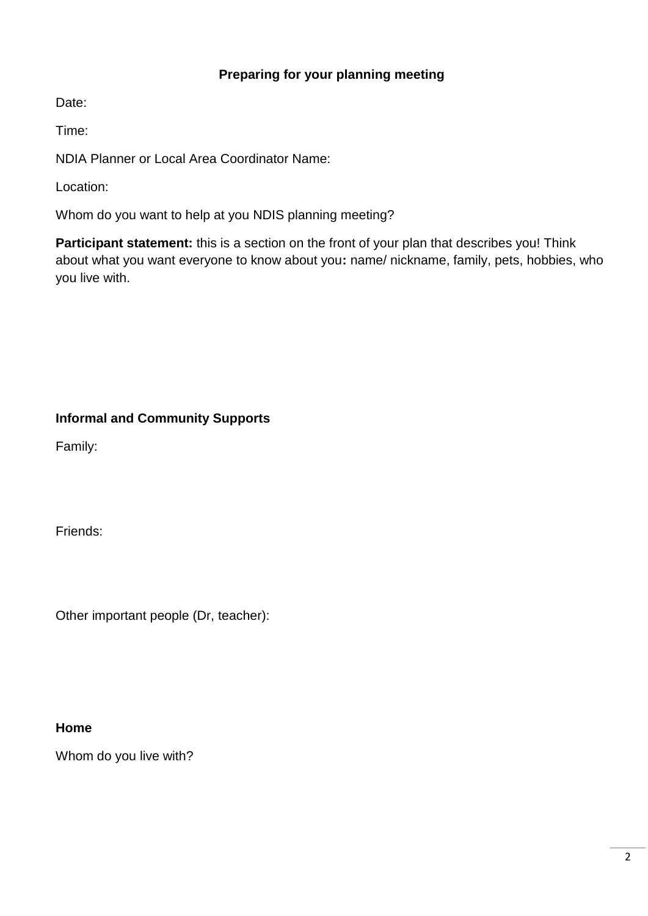## Preparing for your planning meeting

Date:

Time:

NDIA Planner or Local Area Coordinator Name:

Location:

Whom do you want to help at you NDIS planning meeting?

**Participant statement:** this is a section on the front of your plan that describes you! Think about what you want everyone to know about you**:** name/ nickname, family, pets, hobbies, who you live with.

### Informal and Community Supports

Family:

Friends:

Other important people (Dr, teacher):

### Home

Whom do you live with?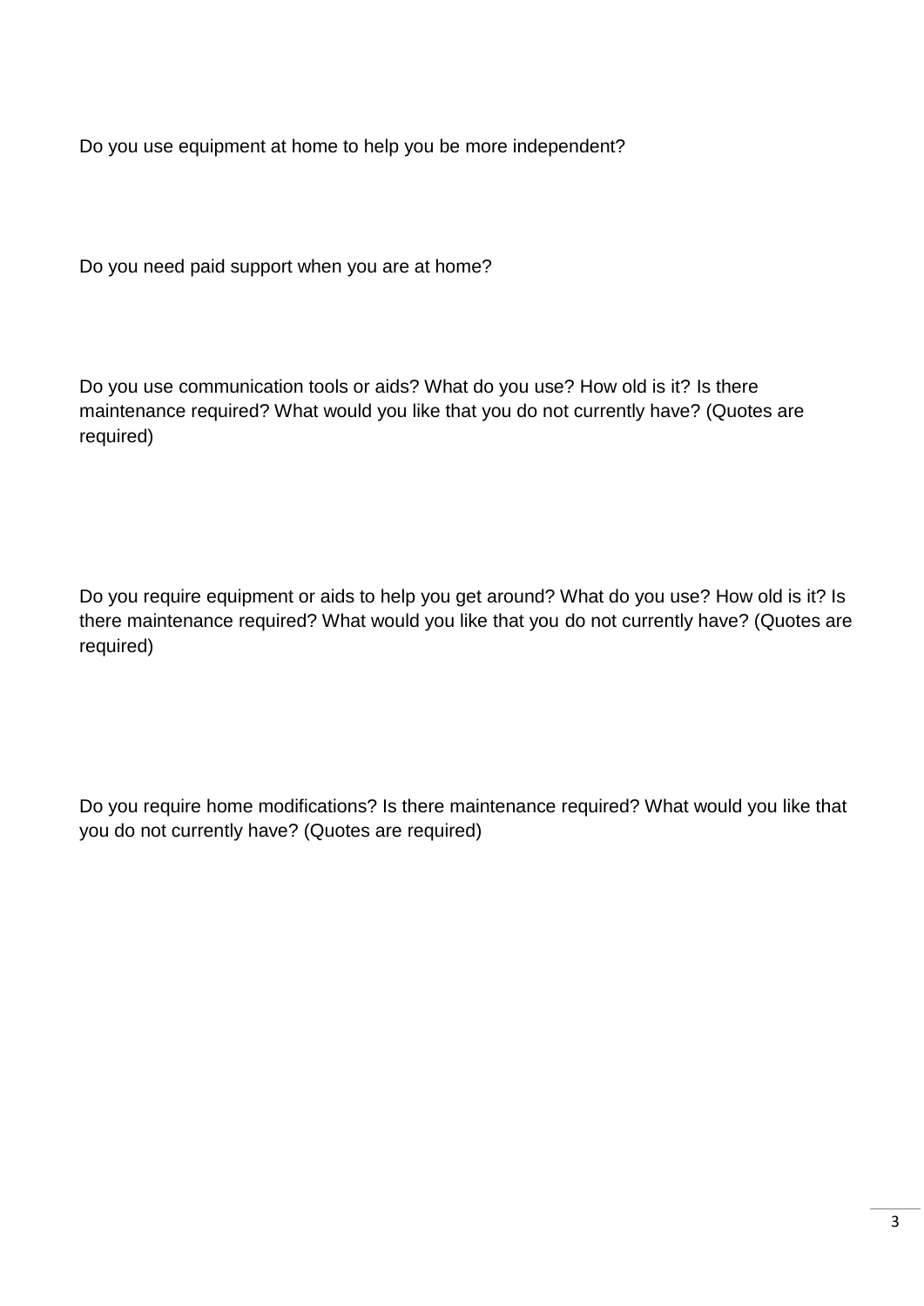Do you use equipment at home to help you be more independent?

Do you need paid support when you are at home?

Do you use communication tools or aids? What do you use? How old is it? Is there maintenance required? What would you like that you do not currently have? (Quotes are required)

Do you require equipment or aids to help you get around? What do you use? How old is it? Is there maintenance required? What would you like that you do not currently have? (Quotes are required)

Do you require home modifications? Is there maintenance required? What would you like that you do not currently have? (Quotes are required)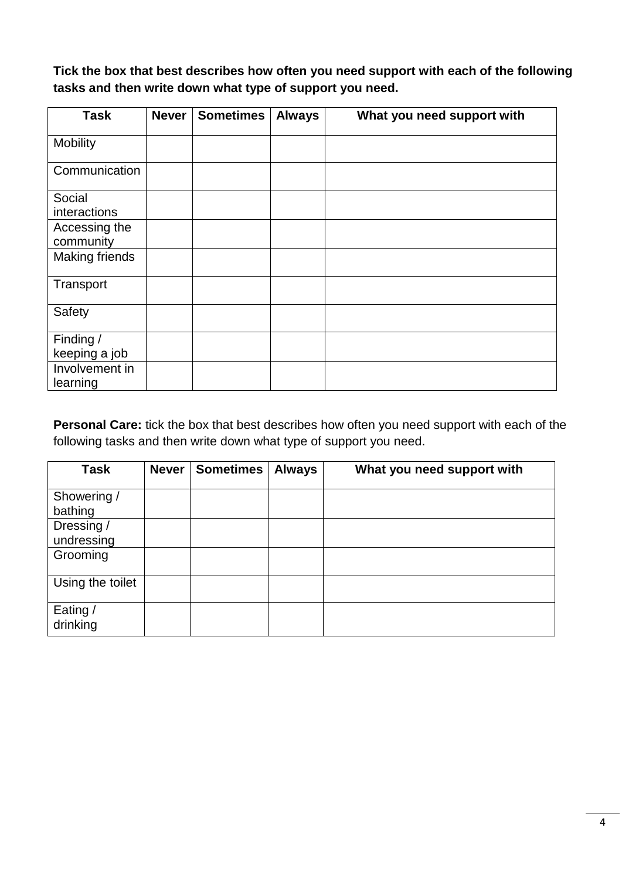**Tick the box that best describes how often you need support with each of the following tasks and then write down what type of support you need.**

| Task | Never | Sometimes | Always | What you need support with |
|---|---|---|---|---|
| Mobility | | | | |
| Communication | | | | |
| Social interactions | | | | |
| Accessing the community | | | | |
| Making friends | | | | |
| Transport | | | | |
| Safety | | | | |
| Finding / keeping a job | | | | |
| Involvement in learning | | | | |

**Personal Care:** tick the box that best describes how often you need support with each of the following tasks and then write down what type of support you need.

| Task | Never | Sometimes | Always | What you need support with |
|---|---|---|---|---|
| Showering / bathing | | | | |
| Dressing / undressing | | | | |
| Grooming | | | | |
| Using the toilet | | | | |
| Eating / drinking | | | | |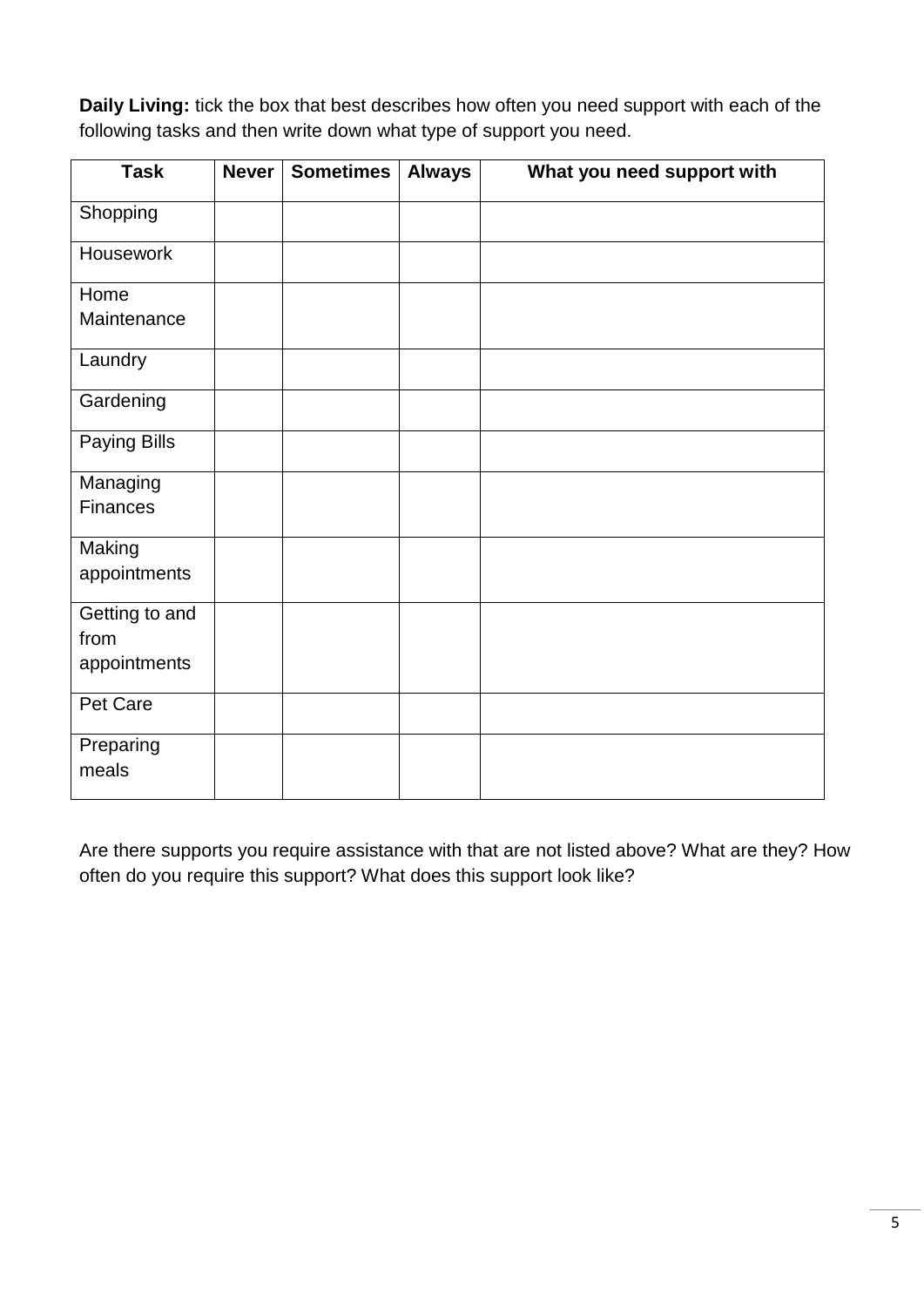**Daily Living:** tick the box that best describes how often you need support with each of the following tasks and then write down what type of support you need.

| Task | Never | Sometimes | Always | What you need support with |
|---|---|---|---|---|
| Shopping | | | | |
| Housework | | | | |
| Home Maintenance | | | | |
| Laundry | | | | |
| Gardening | | | | |
| Paying Bills | | | | |
| Managing Finances | | | | |
| Making appointments | | | | |
| Getting to and from appointments | | | | |
| Pet Care | | | | |
| Preparing meals | | | | |

Are there supports you require assistance with that are not listed above? What are they? How often do you require this support? What does this support look like?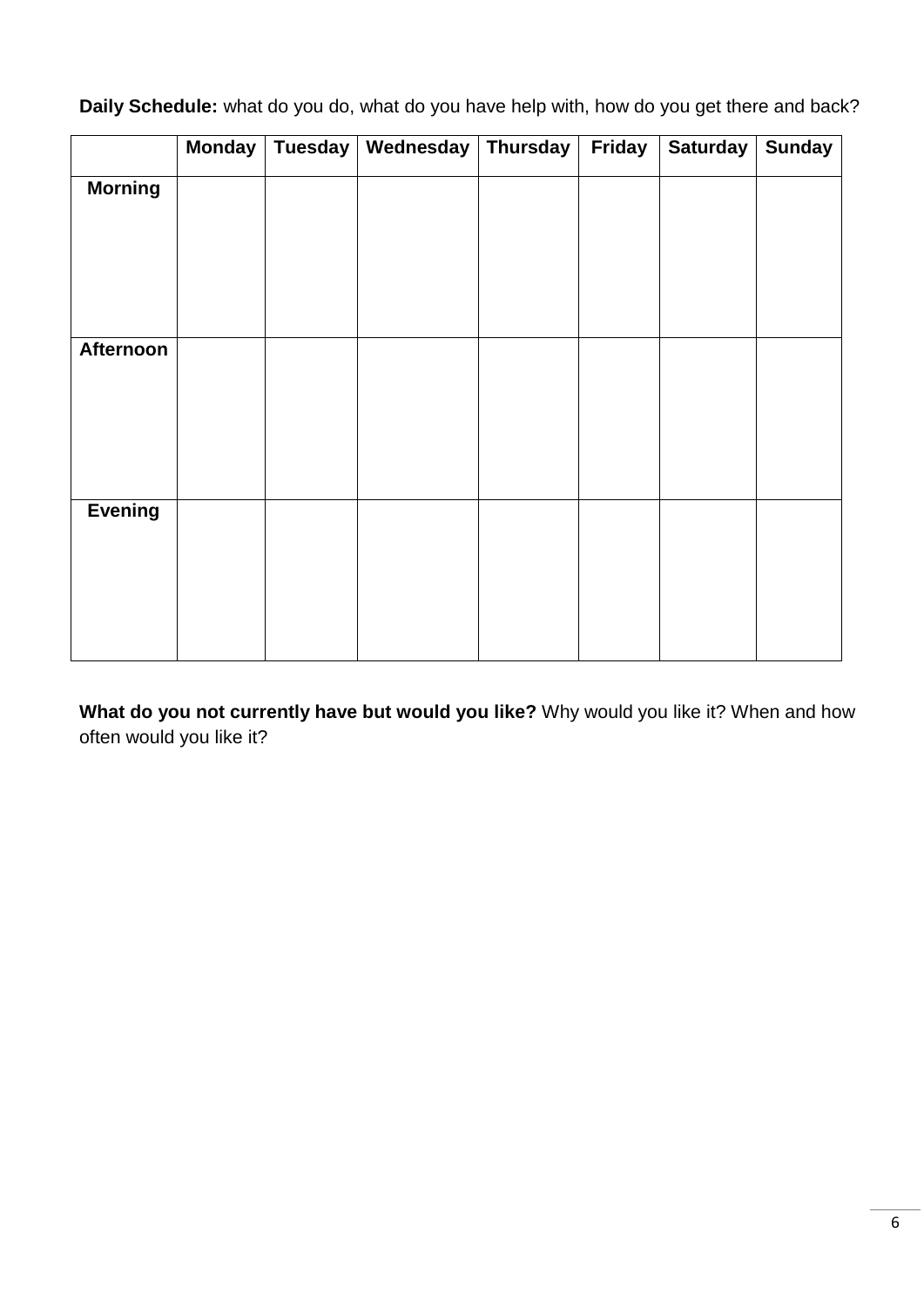**Daily Schedule:** what do you do, what do you have help with, how do you get there and back?

| | Monday | Tuesday | Wednesday | Thursday | Friday | Saturday | Sunday |
|---|---|---|---|---|---|---|---|
| **Morning** | | | | | | | |
| **Afternoon** | | | | | | | |
| **Evening** | | | | | | | |

**What do you not currently have but would you like?** Why would you like it? When and how often would you like it?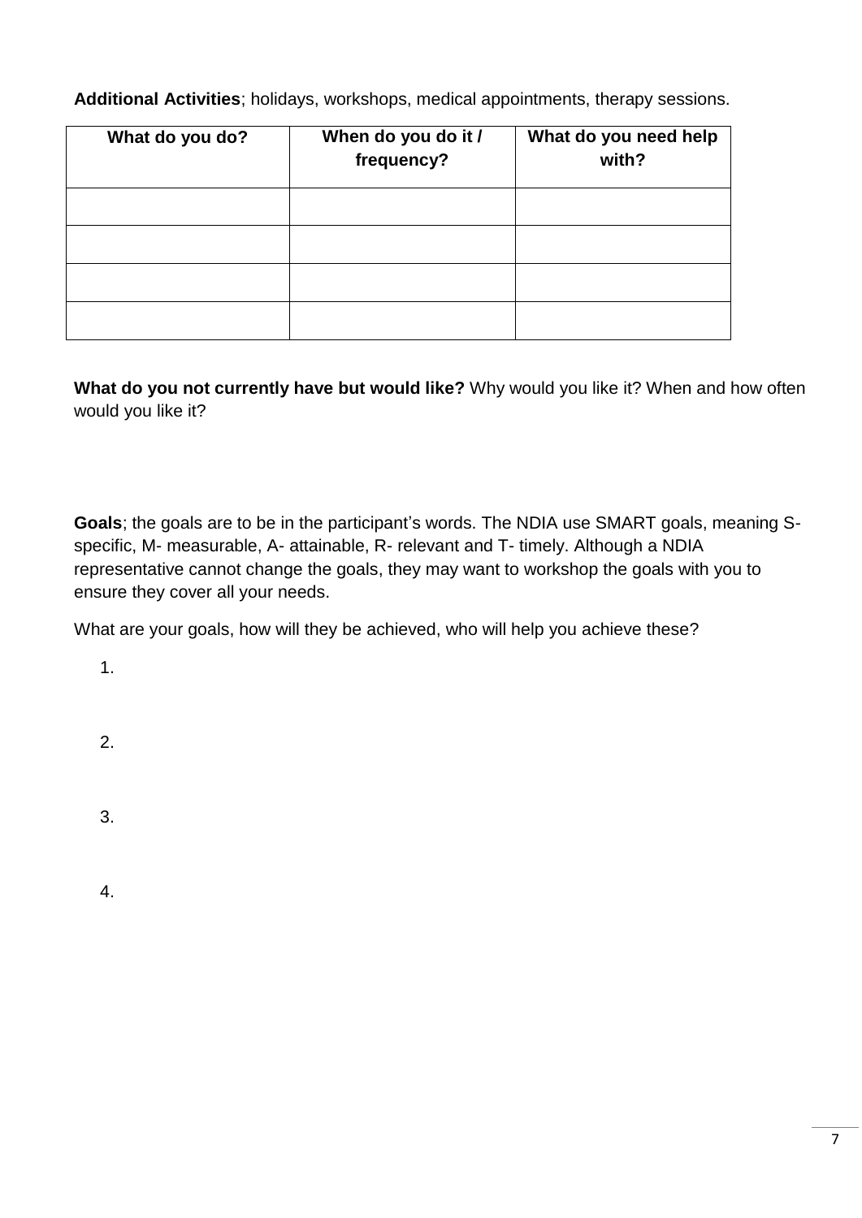**Additional Activities**; holidays, workshops, medical appointments, therapy sessions.

| What do you do? | When do you do it / frequency? | What do you need help with? |
| --- | --- | --- |
| | | |
| | | |
| | | |
| | | |

**What do you not currently have but would like?** Why would you like it? When and how often would you like it?

**Goals**; the goals are to be in the participant's words. The NDIA use SMART goals, meaning S- specific, M- measurable, A- attainable, R- relevant and T- timely. Although a NDIA representative cannot change the goals, they may want to workshop the goals with you to ensure they cover all your needs.

What are your goals, how will they be achieved, who will help you achieve these?

1.

2.

3.

4.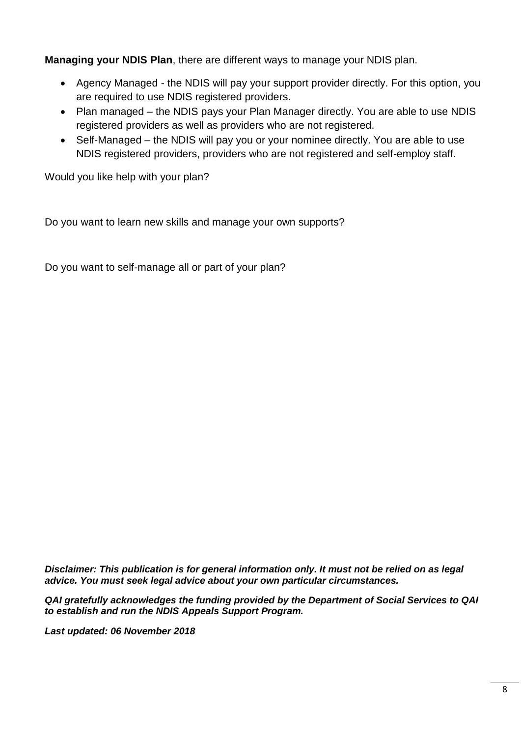**Managing your NDIS Plan**, there are different ways to manage your NDIS plan.

- Agency Managed - the NDIS will pay your support provider directly. For this option, you are required to use NDIS registered providers.
- Plan managed – the NDIS pays your Plan Manager directly. You are able to use NDIS registered providers as well as providers who are not registered.
- Self-Managed – the NDIS will pay you or your nominee directly. You are able to use NDIS registered providers, providers who are not registered and self-employ staff.

Would you like help with your plan?

Do you want to learn new skills and manage your own supports?

Do you want to self-manage all or part of your plan?

***Disclaimer: This publication is for general information only. It must not be relied on as legal advice. You must seek legal advice about your own particular circumstances.***

***QAI gratefully acknowledges the funding provided by the Department of Social Services to QAI to establish and run the NDIS Appeals Support Program.***

***Last updated: 06 November 2018***